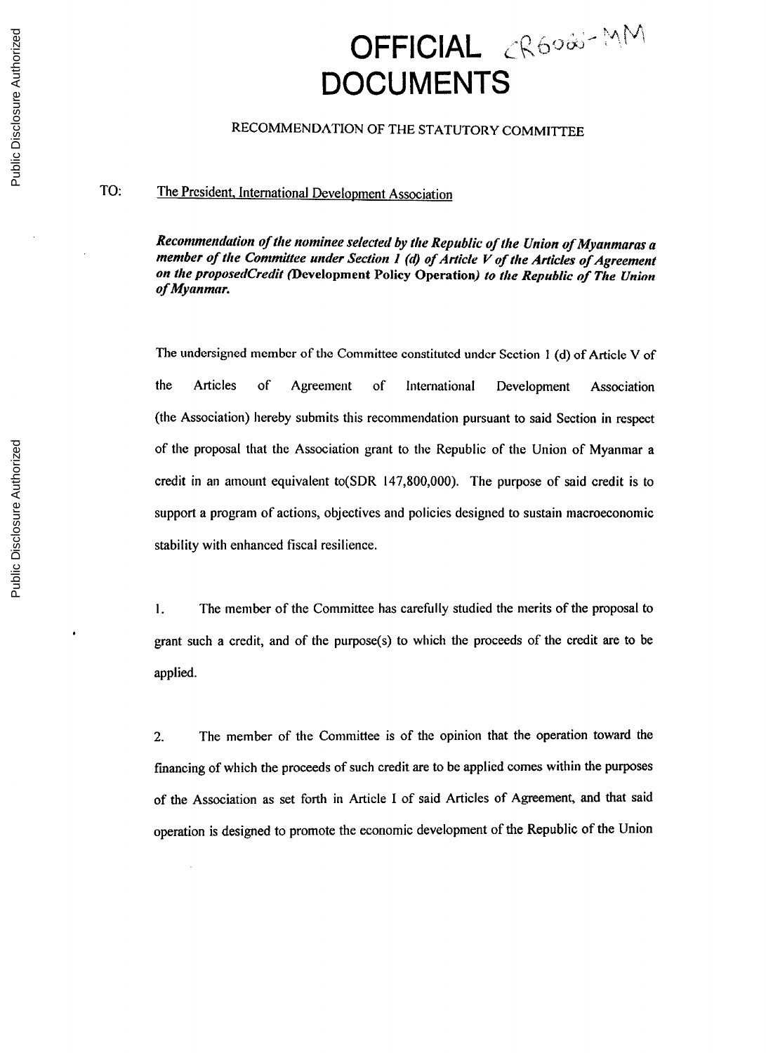# OFFICIAL DOCUMENTS

CR6066-MM

RECOMMENDATION OF THE STATUTORY COMMITTEE

TO: The President, International Development Association

***Recommendation of the nominee selected by the Republic of the Union of Myanmaras a member of the Committee under Section 1 (d) of Article V of the Articles of Agreement on the proposedCredit (Development Policy Operation) to the Republic of The Union of Myanmar.***

The undersigned member of the Committee constituted under Section 1 (d) of Article V of the Articles of Agreement of International Development Association (the Association) hereby submits this recommendation pursuant to said Section in respect of the proposal that the Association grant to the Republic of the Union of Myanmar a credit in an amount equivalent to(SDR 147,800,000). The purpose of said credit is to support a program of actions, objectives and policies designed to sustain macroeconomic stability with enhanced fiscal resilience.

1. The member of the Committee has carefully studied the merits of the proposal to grant such a credit, and of the purpose(s) to which the proceeds of the credit are to be applied.

2. The member of the Committee is of the opinion that the operation toward the financing of which the proceeds of such credit are to be applied comes within the purposes of the Association as set forth in Article I of said Articles of Agreement, and that said operation is designed to promote the economic development of the Republic of the Union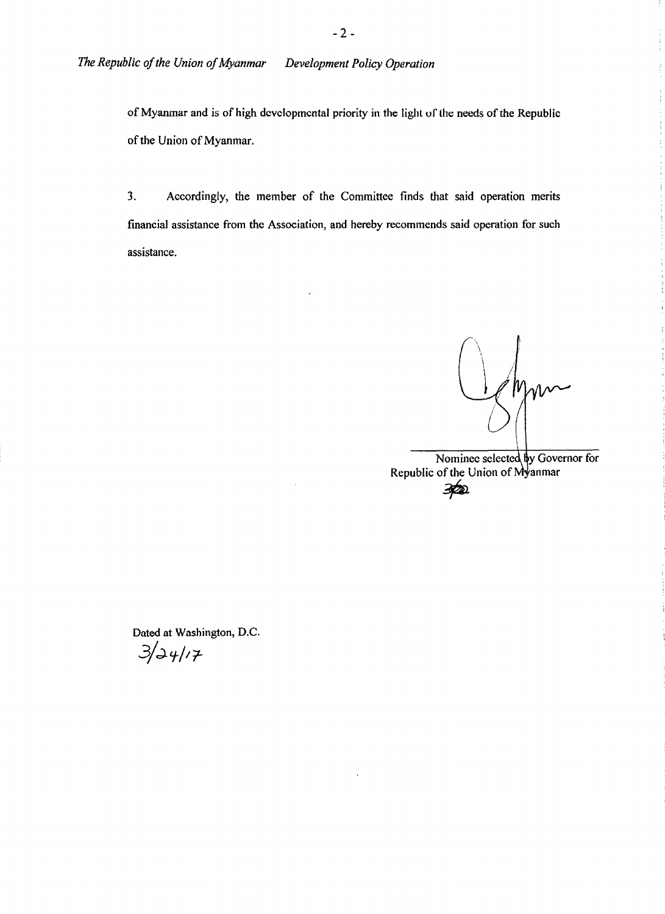of Myanmar and is of high developmental priority in the light of the needs of the Republic of the Union of Myanmar.

3. Accordingly, the member of the Committee finds that said operation merits financial assistance from the Association, and hereby recommends said operation for such assistance.

Nominee selected by Governor for
Republic of the Union of Myanmar

Dated at Washington, D.C.
3/24/17